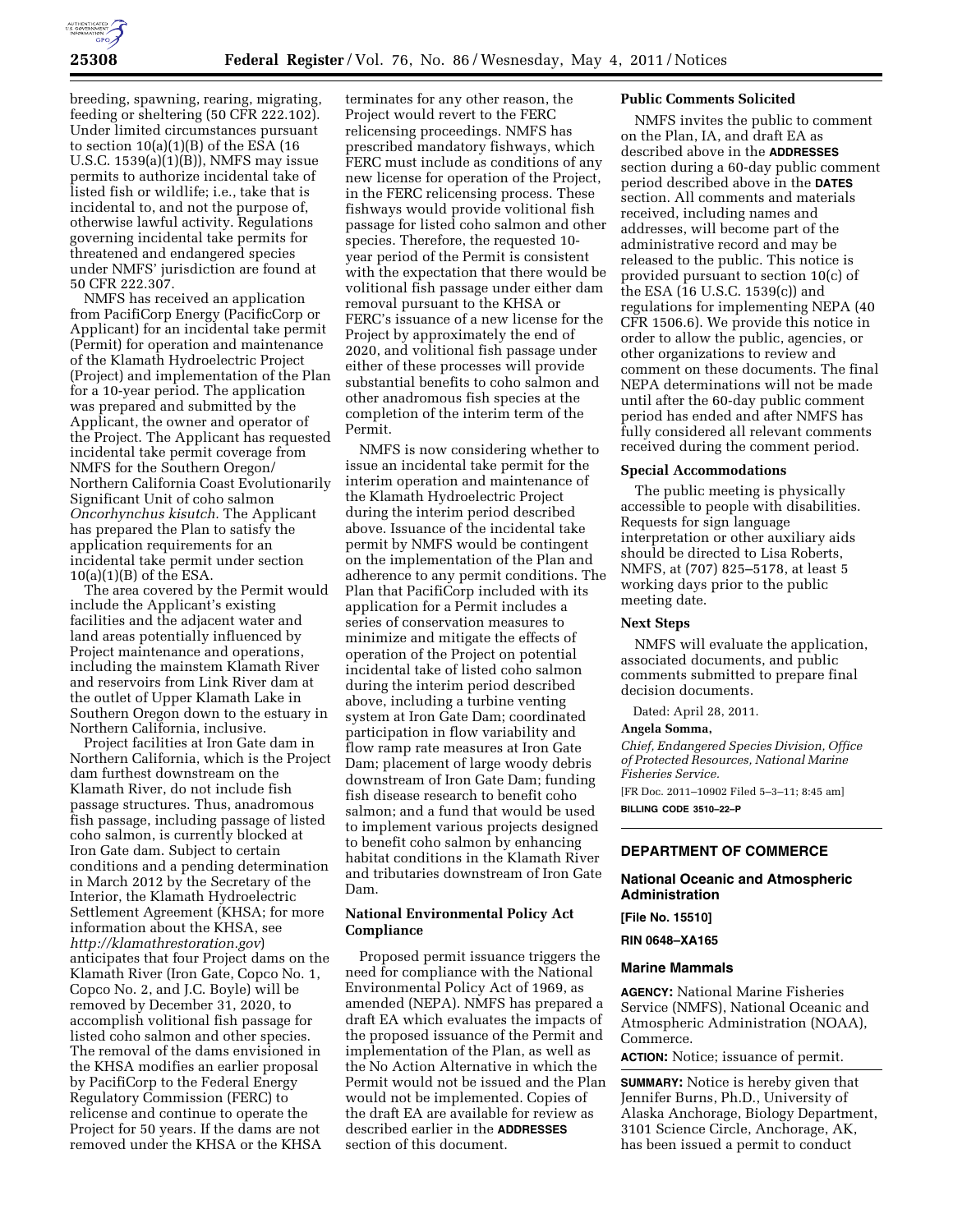breeding, spawning, rearing, migrating, feeding or sheltering (50 CFR 222.102). Under limited circumstances pursuant to section 10(a)(1)(B) of the ESA (16 U.S.C. 1539(a)(1)(B)), NMFS may issue permits to authorize incidental take of listed fish or wildlife; i.e., take that is incidental to, and not the purpose of, otherwise lawful activity. Regulations governing incidental take permits for threatened and endangered species under NMFS' jurisdiction are found at 50 CFR 222.307.

NMFS has received an application from PacifiCorp Energy (PacifiCorp or Applicant) for an incidental take permit (Permit) for operation and maintenance of the Klamath Hydroelectric Project (Project) and implementation of the Plan for a 10-year period. The application was prepared and submitted by the Applicant, the owner and operator of the Project. The Applicant has requested incidental take permit coverage from NMFS for the Southern Oregon/Northern California Coast Evolutionarily Significant Unit of coho salmon *Oncorhynchus kisutch*. The Applicant has prepared the Plan to satisfy the application requirements for an incidental take permit under section 10(a)(1)(B) of the ESA.

The area covered by the Permit would include the Applicant's existing facilities and the adjacent water and land areas potentially influenced by Project maintenance and operations, including the mainstem Klamath River and reservoirs from Link River dam at the outlet of Upper Klamath Lake in Southern Oregon down to the estuary in Northern California, inclusive.

Project facilities at Iron Gate dam in Northern California, which is the Project dam furthest downstream on the Klamath River, do not include fish passage structures. Thus, anadromous fish passage, including passage of listed coho salmon, is currently blocked at Iron Gate dam. Subject to certain conditions and a pending determination in March 2012 by the Secretary of the Interior, the Klamath Hydroelectric Settlement Agreement (KHSA; for more information about the KHSA, see *http://klamathrestoration.gov*) anticipates that four Project dams on the Klamath River (Iron Gate, Copco No. 1, Copco No. 2, and J.C. Boyle) will be removed by December 31, 2020, to accomplish volitional fish passage for listed coho salmon and other species. The removal of the dams envisioned in the KHSA modifies an earlier proposal by PacifiCorp to the Federal Energy Regulatory Commission (FERC) to relicense and continue to operate the Project for 50 years. If the dams are not removed under the KHSA or the KHSA terminates for any other reason, the Project would revert to the FERC relicensing proceedings. NMFS has prescribed mandatory fishways, which FERC must include as conditions of any new license for operation of the Project, in the FERC relicensing process. These fishways would provide volitional fish passage for listed coho salmon and other species. Therefore, the requested 10-year period of the Permit is consistent with the expectation that there would be volitional fish passage under either dam removal pursuant to the KHSA or FERC's issuance of a new license for the Project by approximately the end of 2020, and volitional fish passage under either of these processes will provide substantial benefits to coho salmon and other anadromous fish species at the completion of the interim term of the Permit.

NMFS is now considering whether to issue an incidental take permit for the interim operation and maintenance of the Klamath Hydroelectric Project during the interim period described above. Issuance of the incidental take permit by NMFS would be contingent on the implementation of the Plan and adherence to any permit conditions. The Plan that PacifiCorp included with its application for a Permit includes a series of conservation measures to minimize and mitigate the effects of operation of the Project on potential incidental take of listed coho salmon during the interim period described above, including a turbine venting system at Iron Gate Dam; coordinated participation in flow variability and flow ramp rate measures at Iron Gate Dam; placement of large woody debris downstream of Iron Gate Dam; funding fish disease research to benefit coho salmon; and a fund that would be used to implement various projects designed to benefit coho salmon by enhancing habitat conditions in the Klamath River and tributaries downstream of Iron Gate Dam.

### National Environmental Policy Act Compliance

Proposed permit issuance triggers the need for compliance with the National Environmental Policy Act of 1969, as amended (NEPA). NMFS has prepared a draft EA which evaluates the impacts of the proposed issuance of the Permit and implementation of the Plan, as well as the No Action Alternative in which the Permit would not be issued and the Plan would not be implemented. Copies of the draft EA are available for review as described earlier in the **ADDRESSES** section of this document.

### Public Comments Solicited

NMFS invites the public to comment on the Plan, IA, and draft EA as described above in the **ADDRESSES** section during a 60-day public comment period described above in the **DATES** section. All comments and materials received, including names and addresses, will become part of the administrative record and may be released to the public. This notice is provided pursuant to section 10(c) of the ESA (16 U.S.C. 1539(c)) and regulations for implementing NEPA (40 CFR 1506.6). We provide this notice in order to allow the public, agencies, or other organizations to review and comment on these documents. The final NEPA determinations will not be made until after the 60-day public comment period has ended and after NMFS has fully considered all relevant comments received during the comment period.

### Special Accommodations

The public meeting is physically accessible to people with disabilities. Requests for sign language interpretation or other auxiliary aids should be directed to Lisa Roberts, NMFS, at (707) 825–5178, at least 5 working days prior to the public meeting date.

### Next Steps

NMFS will evaluate the application, associated documents, and public comments submitted to prepare final decision documents.

Dated: April 28, 2011.

**Angela Somma,**

*Chief, Endangered Species Division, Office of Protected Resources, National Marine Fisheries Service.*

[FR Doc. 2011–10902 Filed 5–3–11; 8:45 am]

**BILLING CODE 3510–22–P**

## DEPARTMENT OF COMMERCE

### National Oceanic and Atmospheric Administration

**[File No. 15510]**

**RIN 0648–XA165**

### Marine Mammals

**AGENCY:** National Marine Fisheries Service (NMFS), National Oceanic and Atmospheric Administration (NOAA), Commerce.

**ACTION:** Notice; issuance of permit.

**SUMMARY:** Notice is hereby given that Jennifer Burns, Ph.D., University of Alaska Anchorage, Biology Department, 3101 Science Circle, Anchorage, AK, has been issued a permit to conduct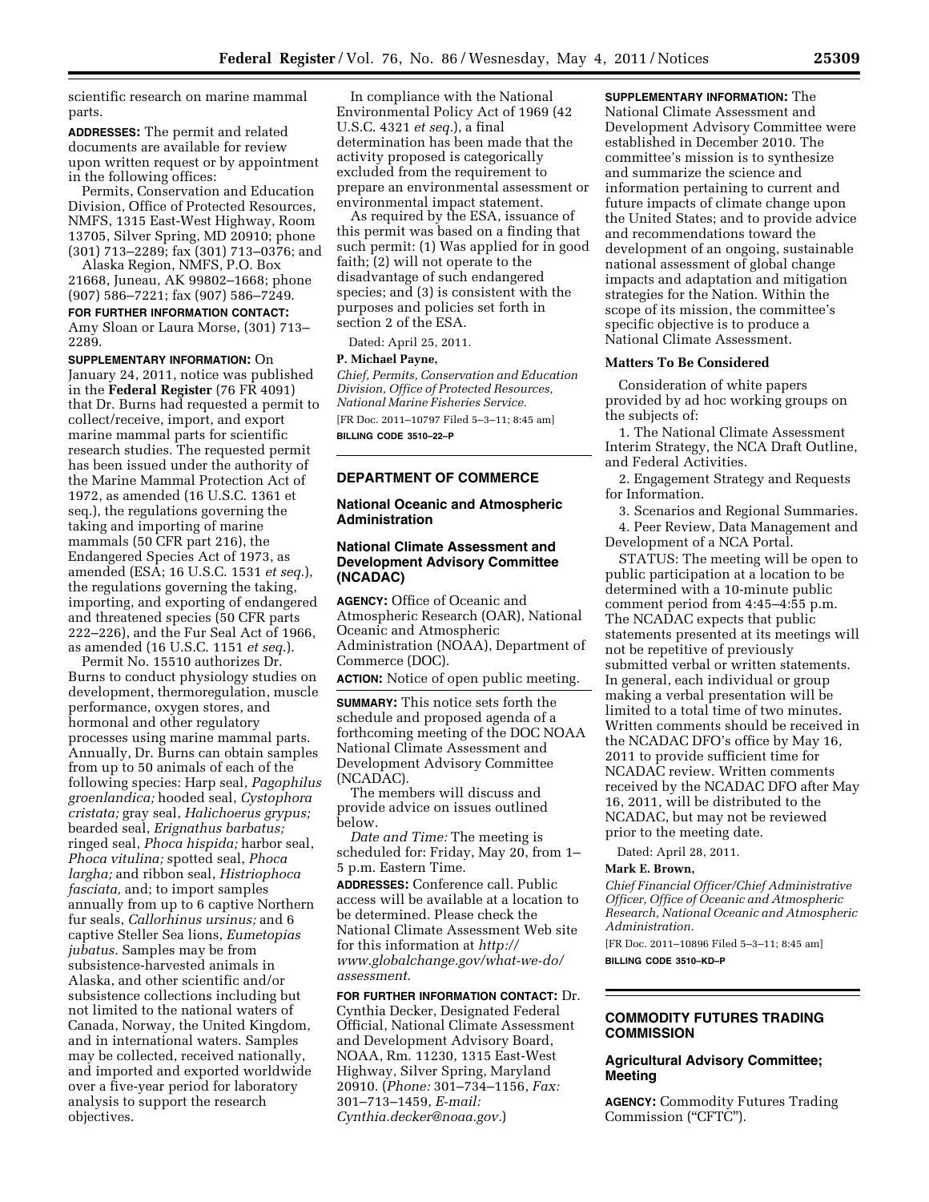scientific research on marine mammal parts.

**ADDRESSES:** The permit and related documents are available for review upon written request or by appointment in the following offices:

Permits, Conservation and Education Division, Office of Protected Resources, NMFS, 1315 East-West Highway, Room 13705, Silver Spring, MD 20910; phone (301) 713–2289; fax (301) 713–0376; and

Alaska Region, NMFS, P.O. Box 21668, Juneau, AK 99802–1668; phone (907) 586–7221; fax (907) 586–7249.

**FOR FURTHER INFORMATION CONTACT:** Amy Sloan or Laura Morse, (301) 713–2289.

**SUPPLEMENTARY INFORMATION:** On January 24, 2011, notice was published in the **Federal Register** (76 FR 4091) that Dr. Burns had requested a permit to collect/receive, import, and export marine mammal parts for scientific research studies. The requested permit has been issued under the authority of the Marine Mammal Protection Act of 1972, as amended (16 U.S.C. 1361 et seq.), the regulations governing the taking and importing of marine mammals (50 CFR part 216), the Endangered Species Act of 1973, as amended (ESA; 16 U.S.C. 1531 *et seq.*), the regulations governing the taking, importing, and exporting of endangered and threatened species (50 CFR parts 222–226), and the Fur Seal Act of 1966, as amended (16 U.S.C. 1151 *et seq.*).

Permit No. 15510 authorizes Dr. Burns to conduct physiology studies on development, thermoregulation, muscle performance, oxygen stores, and hormonal and other regulatory processes using marine mammal parts. Annually, Dr. Burns can obtain samples from up to 50 animals of each of the following species: Harp seal, *Pagophilus groenlandica;* hooded seal, *Cystophora cristata;* gray seal, *Halichoerus grypus;* bearded seal, *Erignathus barbatus;* ringed seal, *Phoca hispida;* harbor seal, *Phoca vitulina;* spotted seal, *Phoca largha;* and ribbon seal, *Histriophoca fasciata,* and; to import samples annually from up to 6 captive Northern fur seals, *Callorhinus ursinus;* and 6 captive Steller Sea lions, *Eumetopias jubatus.* Samples may be from subsistence-harvested animals in Alaska, and other scientific and/or subsistence collections including but not limited to the national waters of Canada, Norway, the United Kingdom, and in international waters. Samples may be collected, received nationally, and imported and exported worldwide over a five-year period for laboratory analysis to support the research objectives.

In compliance with the National Environmental Policy Act of 1969 (42 U.S.C. 4321 *et seq.*), a final determination has been made that the activity proposed is categorically excluded from the requirement to prepare an environmental assessment or environmental impact statement.

As required by the ESA, issuance of this permit was based on a finding that such permit: (1) Was applied for in good faith; (2) will not operate to the disadvantage of such endangered species; and (3) is consistent with the purposes and policies set forth in section 2 of the ESA.

Dated: April 25, 2011.

**P. Michael Payne,**

*Chief, Permits, Conservation and Education Division, Office of Protected Resources, National Marine Fisheries Service.*

[FR Doc. 2011–10797 Filed 5–3–11; 8:45 am]

**BILLING CODE 3510–22–P**

---

## DEPARTMENT OF COMMERCE

### National Oceanic and Atmospheric Administration

### National Climate Assessment and Development Advisory Committee (NCADAC)

**AGENCY:** Office of Oceanic and Atmospheric Research (OAR), National Oceanic and Atmospheric Administration (NOAA), Department of Commerce (DOC).

**ACTION:** Notice of open public meeting.

**SUMMARY:** This notice sets forth the schedule and proposed agenda of a forthcoming meeting of the DOC NOAA National Climate Assessment and Development Advisory Committee (NCADAC).

The members will discuss and provide advice on issues outlined below.

*Date and Time:* The meeting is scheduled for: Friday, May 20, from 1–5 p.m. Eastern Time.

**ADDRESSES:** Conference call. Public access will be available at a location to be determined. Please check the National Climate Assessment Web site for this information at *http://www.globalchange.gov/what-we-do/assessment.*

**FOR FURTHER INFORMATION CONTACT:** Dr. Cynthia Decker, Designated Federal Official, National Climate Assessment and Development Advisory Board, NOAA, Rm. 11230, 1315 East-West Highway, Silver Spring, Maryland 20910. (*Phone:* 301–734–1156, *Fax:* 301–713–1459, *E-mail: Cynthia.decker@noaa.gov.*)

**SUPPLEMENTARY INFORMATION:** The National Climate Assessment and Development Advisory Committee were established in December 2010. The committee's mission is to synthesize and summarize the science and information pertaining to current and future impacts of climate change upon the United States; and to provide advice and recommendations toward the development of an ongoing, sustainable national assessment of global change impacts and adaptation and mitigation strategies for the Nation. Within the scope of its mission, the committee's specific objective is to produce a National Climate Assessment.

#### Matters To Be Considered

Consideration of white papers provided by ad hoc working groups on the subjects of:

1. The National Climate Assessment Interim Strategy, the NCA Draft Outline, and Federal Activities.
2. Engagement Strategy and Requests for Information.
3. Scenarios and Regional Summaries.
4. Peer Review, Data Management and Development of a NCA Portal.

STATUS: The meeting will be open to public participation at a location to be determined with a 10-minute public comment period from 4:45–4:55 p.m. The NCADAC expects that public statements presented at its meetings will not be repetitive of previously submitted verbal or written statements. In general, each individual or group making a verbal presentation will be limited to a total time of two minutes. Written comments should be received in the NCADAC DFO's office by May 16, 2011 to provide sufficient time for NCADAC review. Written comments received by the NCADAC DFO after May 16, 2011, will be distributed to the NCADAC, but may not be reviewed prior to the meeting date.

Dated: April 28, 2011.

**Mark E. Brown,**

*Chief Financial Officer/Chief Administrative Officer, Office of Oceanic and Atmospheric Research, National Oceanic and Atmospheric Administration.*

[FR Doc. 2011–10896 Filed 5–3–11; 8:45 am]

**BILLING CODE 3510–KD–P**

---

## COMMODITY FUTURES TRADING COMMISSION

### Agricultural Advisory Committee; Meeting

**AGENCY:** Commodity Futures Trading Commission ("CFTC").